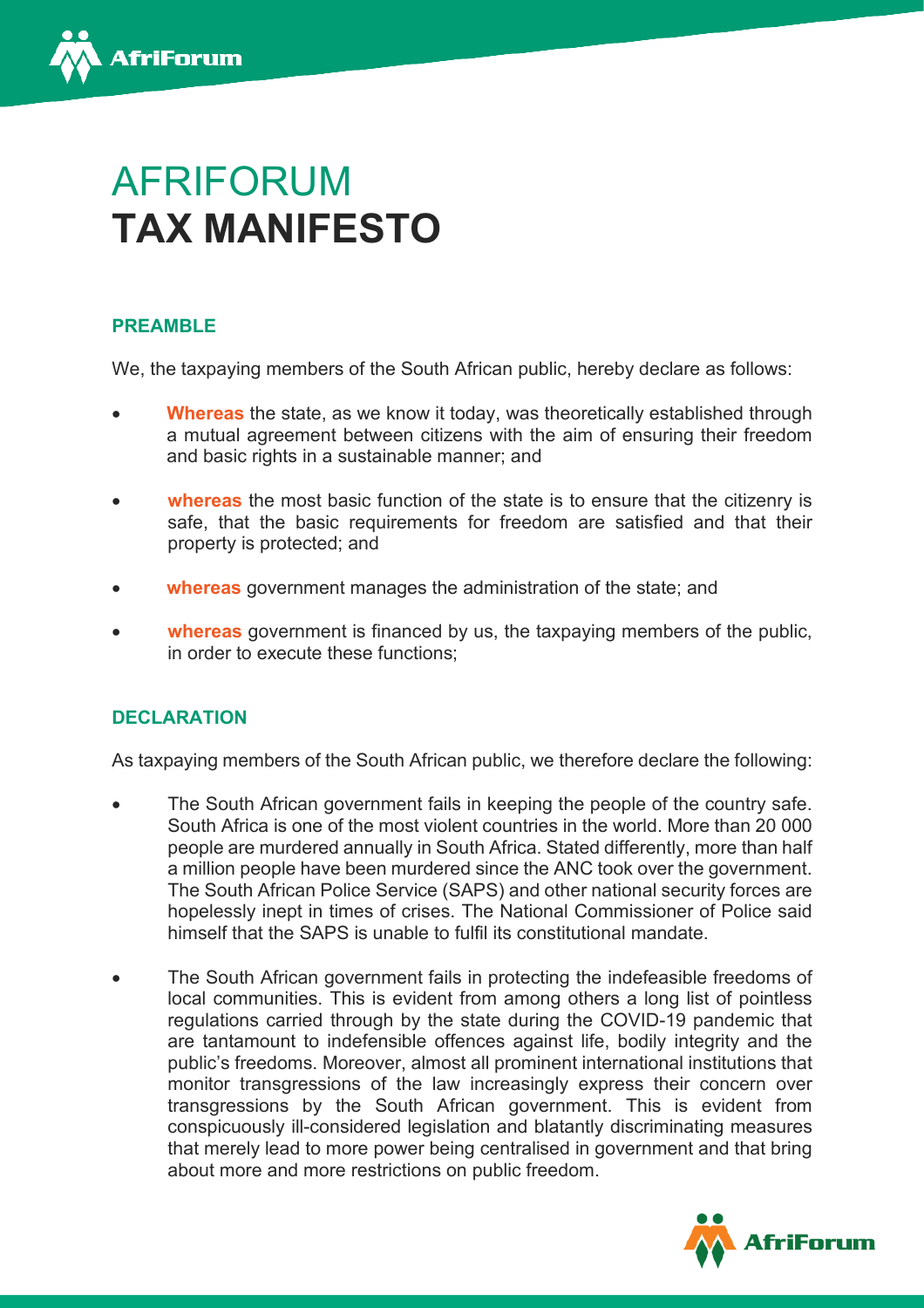# AFRIFORUM **TAX MANIFESTO**

## PREAMBLE

We, the taxpaying members of the South African public, hereby declare as follows:

- **Whereas** the state, as we know it today, was theoretically established through a mutual agreement between citizens with the aim of ensuring their freedom and basic rights in a sustainable manner; and
- **whereas** the most basic function of the state is to ensure that the citizenry is safe, that the basic requirements for freedom are satisfied and that their property is protected; and
- **whereas** government manages the administration of the state; and
- **whereas** government is financed by us, the taxpaying members of the public, in order to execute these functions;

## DECLARATION

As taxpaying members of the South African public, we therefore declare the following:

- The South African government fails in keeping the people of the country safe. South Africa is one of the most violent countries in the world. More than 20 000 people are murdered annually in South Africa. Stated differently, more than half a million people have been murdered since the ANC took over the government. The South African Police Service (SAPS) and other national security forces are hopelessly inept in times of crises. The National Commissioner of Police said himself that the SAPS is unable to fulfil its constitutional mandate.
- The South African government fails in protecting the indefeasible freedoms of local communities. This is evident from among others a long list of pointless regulations carried through by the state during the COVID-19 pandemic that are tantamount to indefensible offences against life, bodily integrity and the public's freedoms. Moreover, almost all prominent international institutions that monitor transgressions of the law increasingly express their concern over transgressions by the South African government. This is evident from conspicuously ill-considered legislation and blatantly discriminating measures that merely lead to more power being centralised in government and that bring about more and more restrictions on public freedom.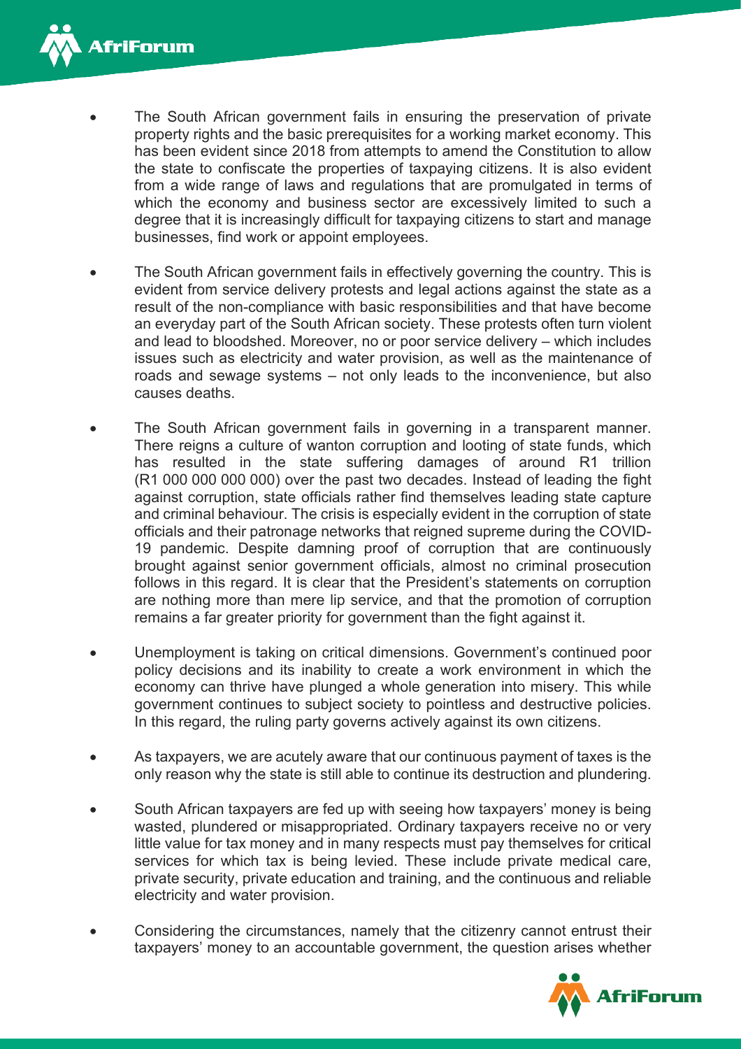- The South African government fails in ensuring the preservation of private property rights and the basic prerequisites for a working market economy. This has been evident since 2018 from attempts to amend the Constitution to allow the state to confiscate the properties of taxpaying citizens. It is also evident from a wide range of laws and regulations that are promulgated in terms of which the economy and business sector are excessively limited to such a degree that it is increasingly difficult for taxpaying citizens to start and manage businesses, find work or appoint employees.

- The South African government fails in effectively governing the country. This is evident from service delivery protests and legal actions against the state as a result of the non-compliance with basic responsibilities and that have become an everyday part of the South African society. These protests often turn violent and lead to bloodshed. Moreover, no or poor service delivery – which includes issues such as electricity and water provision, as well as the maintenance of roads and sewage systems – not only leads to the inconvenience, but also causes deaths.

- The South African government fails in governing in a transparent manner. There reigns a culture of wanton corruption and looting of state funds, which has resulted in the state suffering damages of around R1 trillion (R1 000 000 000 000) over the past two decades. Instead of leading the fight against corruption, state officials rather find themselves leading state capture and criminal behaviour. The crisis is especially evident in the corruption of state officials and their patronage networks that reigned supreme during the COVID-19 pandemic. Despite damning proof of corruption that are continuously brought against senior government officials, almost no criminal prosecution follows in this regard. It is clear that the President's statements on corruption are nothing more than mere lip service, and that the promotion of corruption remains a far greater priority for government than the fight against it.

- Unemployment is taking on critical dimensions. Government's continued poor policy decisions and its inability to create a work environment in which the economy can thrive have plunged a whole generation into misery. This while government continues to subject society to pointless and destructive policies. In this regard, the ruling party governs actively against its own citizens.

- As taxpayers, we are acutely aware that our continuous payment of taxes is the only reason why the state is still able to continue its destruction and plundering.

- South African taxpayers are fed up with seeing how taxpayers' money is being wasted, plundered or misappropriated. Ordinary taxpayers receive no or very little value for tax money and in many respects must pay themselves for critical services for which tax is being levied. These include private medical care, private security, private education and training, and the continuous and reliable electricity and water provision.

- Considering the circumstances, namely that the citizenry cannot entrust their taxpayers' money to an accountable government, the question arises whether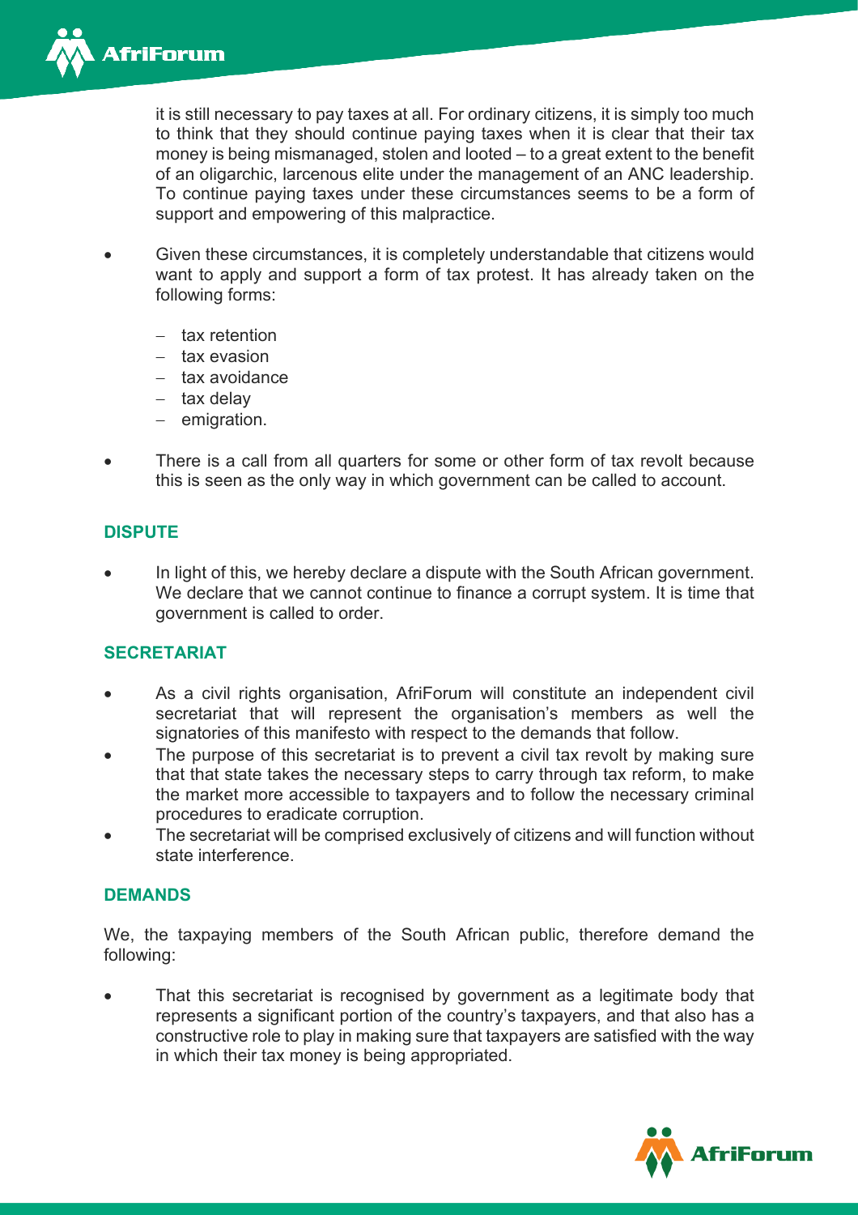it is still necessary to pay taxes at all. For ordinary citizens, it is simply too much to think that they should continue paying taxes when it is clear that their tax money is being mismanaged, stolen and looted – to a great extent to the benefit of an oligarchic, larcenous elite under the management of an ANC leadership. To continue paying taxes under these circumstances seems to be a form of support and empowering of this malpractice.

- Given these circumstances, it is completely understandable that citizens would want to apply and support a form of tax protest. It has already taken on the following forms:
  - tax retention
  - tax evasion
  - tax avoidance
  - tax delay
  - emigration.
- There is a call from all quarters for some or other form of tax revolt because this is seen as the only way in which government can be called to account.

## DISPUTE

- In light of this, we hereby declare a dispute with the South African government. We declare that we cannot continue to finance a corrupt system. It is time that government is called to order.

## SECRETARIAT

- As a civil rights organisation, AfriForum will constitute an independent civil secretariat that will represent the organisation's members as well the signatories of this manifesto with respect to the demands that follow.
- The purpose of this secretariat is to prevent a civil tax revolt by making sure that that state takes the necessary steps to carry through tax reform, to make the market more accessible to taxpayers and to follow the necessary criminal procedures to eradicate corruption.
- The secretariat will be comprised exclusively of citizens and will function without state interference.

## DEMANDS

We, the taxpaying members of the South African public, therefore demand the following:

- That this secretariat is recognised by government as a legitimate body that represents a significant portion of the country's taxpayers, and that also has a constructive role to play in making sure that taxpayers are satisfied with the way in which their tax money is being appropriated.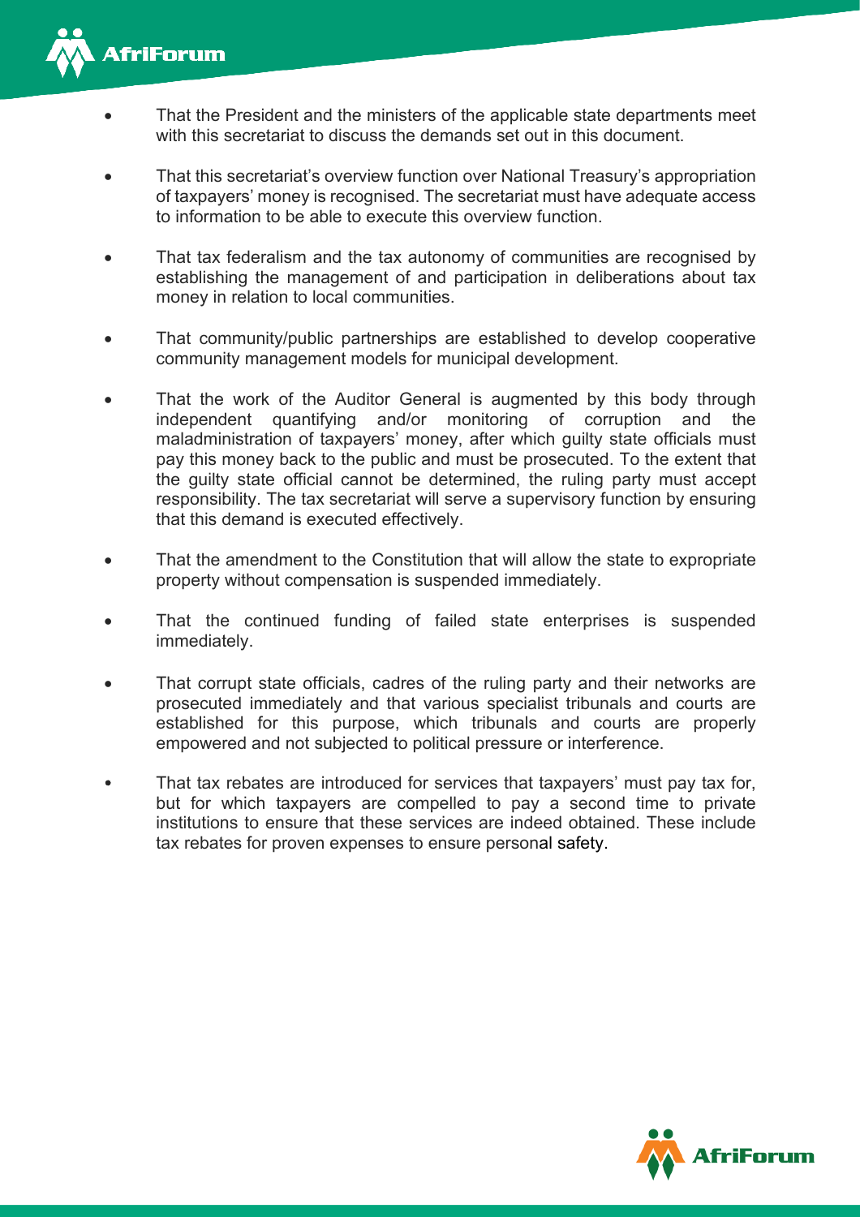- That the President and the ministers of the applicable state departments meet with this secretariat to discuss the demands set out in this document.
- That this secretariat's overview function over National Treasury's appropriation of taxpayers' money is recognised. The secretariat must have adequate access to information to be able to execute this overview function.
- That tax federalism and the tax autonomy of communities are recognised by establishing the management of and participation in deliberations about tax money in relation to local communities.
- That community/public partnerships are established to develop cooperative community management models for municipal development.
- That the work of the Auditor General is augmented by this body through independent quantifying and/or monitoring of corruption and the maladministration of taxpayers' money, after which guilty state officials must pay this money back to the public and must be prosecuted. To the extent that the guilty state official cannot be determined, the ruling party must accept responsibility. The tax secretariat will serve a supervisory function by ensuring that this demand is executed effectively.
- That the amendment to the Constitution that will allow the state to expropriate property without compensation is suspended immediately.
- That the continued funding of failed state enterprises is suspended immediately.
- That corrupt state officials, cadres of the ruling party and their networks are prosecuted immediately and that various specialist tribunals and courts are established for this purpose, which tribunals and courts are properly empowered and not subjected to political pressure or interference.
- That tax rebates are introduced for services that taxpayers' must pay tax for, but for which taxpayers are compelled to pay a second time to private institutions to ensure that these services are indeed obtained. These include tax rebates for proven expenses to ensure personal safety.